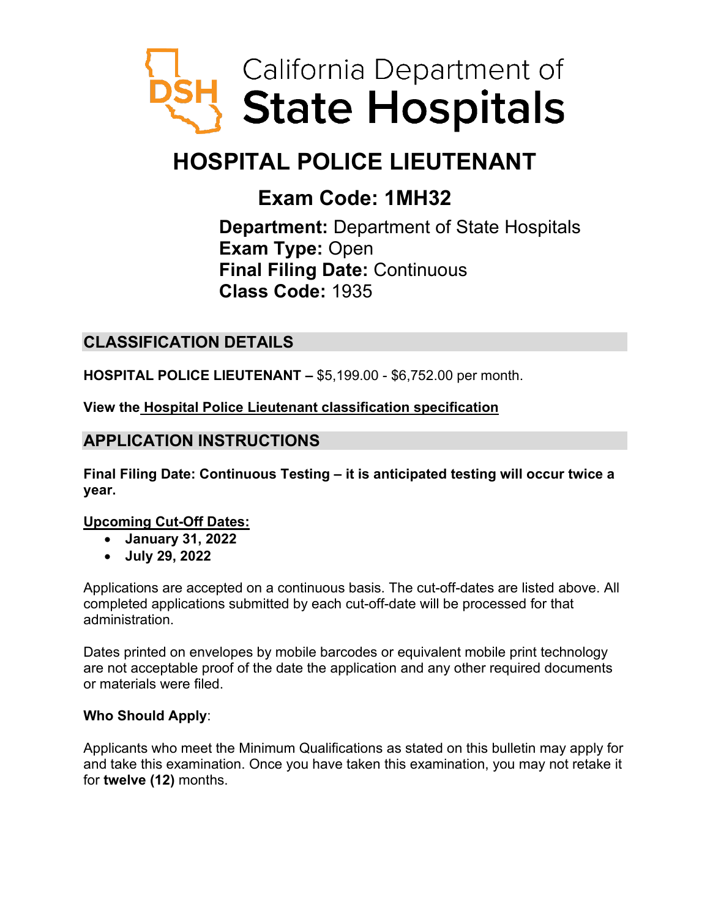California Department of **State Hospitals**

# HOSPITAL POLICE LIEUTENANT

## Exam Code: 1MH32

**Department:** Department of State Hospitals
**Exam Type:** Open
**Final Filing Date:** Continuous
**Class Code:** 1935

## CLASSIFICATION DETAILS

**HOSPITAL POLICE LIEUTENANT –** $5,199.00 - $6,752.00 per month.

**View the Hospital Police Lieutenant classification specification**

## APPLICATION INSTRUCTIONS

**Final Filing Date: Continuous Testing – it is anticipated testing will occur twice a year.**

**Upcoming Cut-Off Dates:**

- **January 31, 2022**
- **July 29, 2022**

Applications are accepted on a continuous basis. The cut-off-dates are listed above. All completed applications submitted by each cut-off-date will be processed for that administration.

Dates printed on envelopes by mobile barcodes or equivalent mobile print technology are not acceptable proof of the date the application and any other required documents or materials were filed.

**Who Should Apply**:

Applicants who meet the Minimum Qualifications as stated on this bulletin may apply for and take this examination. Once you have taken this examination, you may not retake it for **twelve (12)** months.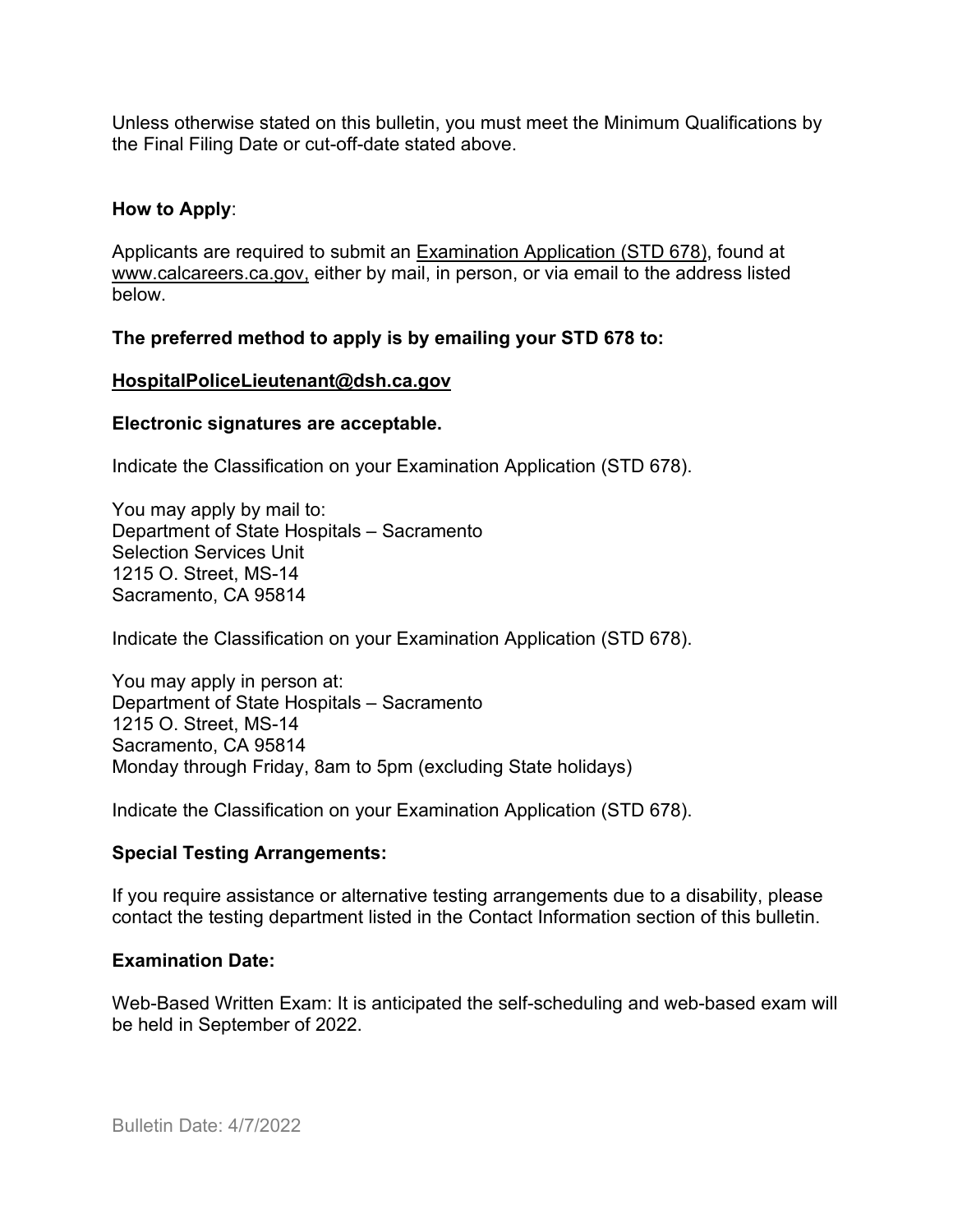Unless otherwise stated on this bulletin, you must meet the Minimum Qualifications by the Final Filing Date or cut-off-date stated above.

**How to Apply**:

Applicants are required to submit an Examination Application (STD 678), found at www.calcareers.ca.gov, either by mail, in person, or via email to the address listed below.

**The preferred method to apply is by emailing your STD 678 to:**

**HospitalPoliceLieutenant@dsh.ca.gov**

**Electronic signatures are acceptable.**

Indicate the Classification on your Examination Application (STD 678).

You may apply by mail to:
Department of State Hospitals – Sacramento
Selection Services Unit
1215 O. Street, MS-14
Sacramento, CA 95814

Indicate the Classification on your Examination Application (STD 678).

You may apply in person at:
Department of State Hospitals – Sacramento
1215 O. Street, MS-14
Sacramento, CA 95814
Monday through Friday, 8am to 5pm (excluding State holidays)

Indicate the Classification on your Examination Application (STD 678).

**Special Testing Arrangements:**

If you require assistance or alternative testing arrangements due to a disability, please contact the testing department listed in the Contact Information section of this bulletin.

**Examination Date:**

Web-Based Written Exam: It is anticipated the self-scheduling and web-based exam will be held in September of 2022.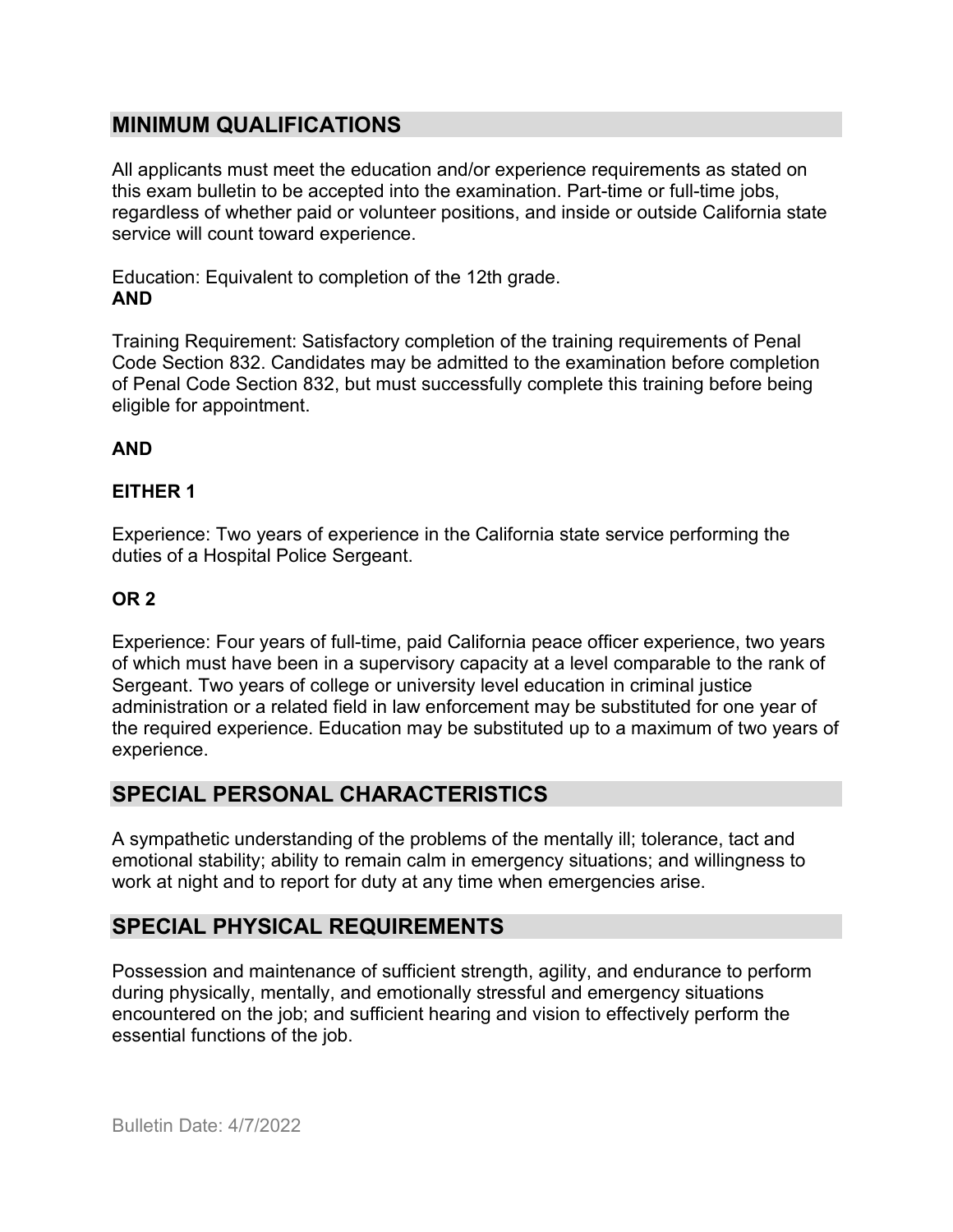## MINIMUM QUALIFICATIONS

All applicants must meet the education and/or experience requirements as stated on this exam bulletin to be accepted into the examination. Part-time or full-time jobs, regardless of whether paid or volunteer positions, and inside or outside California state service will count toward experience.

Education: Equivalent to completion of the 12th grade.
**AND**

Training Requirement: Satisfactory completion of the training requirements of Penal Code Section 832. Candidates may be admitted to the examination before completion of Penal Code Section 832, but must successfully complete this training before being eligible for appointment.

**AND**

**EITHER 1**

Experience: Two years of experience in the California state service performing the duties of a Hospital Police Sergeant.

**OR 2**

Experience: Four years of full-time, paid California peace officer experience, two years of which must have been in a supervisory capacity at a level comparable to the rank of Sergeant. Two years of college or university level education in criminal justice administration or a related field in law enforcement may be substituted for one year of the required experience. Education may be substituted up to a maximum of two years of experience.

## SPECIAL PERSONAL CHARACTERISTICS

A sympathetic understanding of the problems of the mentally ill; tolerance, tact and emotional stability; ability to remain calm in emergency situations; and willingness to work at night and to report for duty at any time when emergencies arise.

## SPECIAL PHYSICAL REQUIREMENTS

Possession and maintenance of sufficient strength, agility, and endurance to perform during physically, mentally, and emotionally stressful and emergency situations encountered on the job; and sufficient hearing and vision to effectively perform the essential functions of the job.

Bulletin Date: 4/7/2022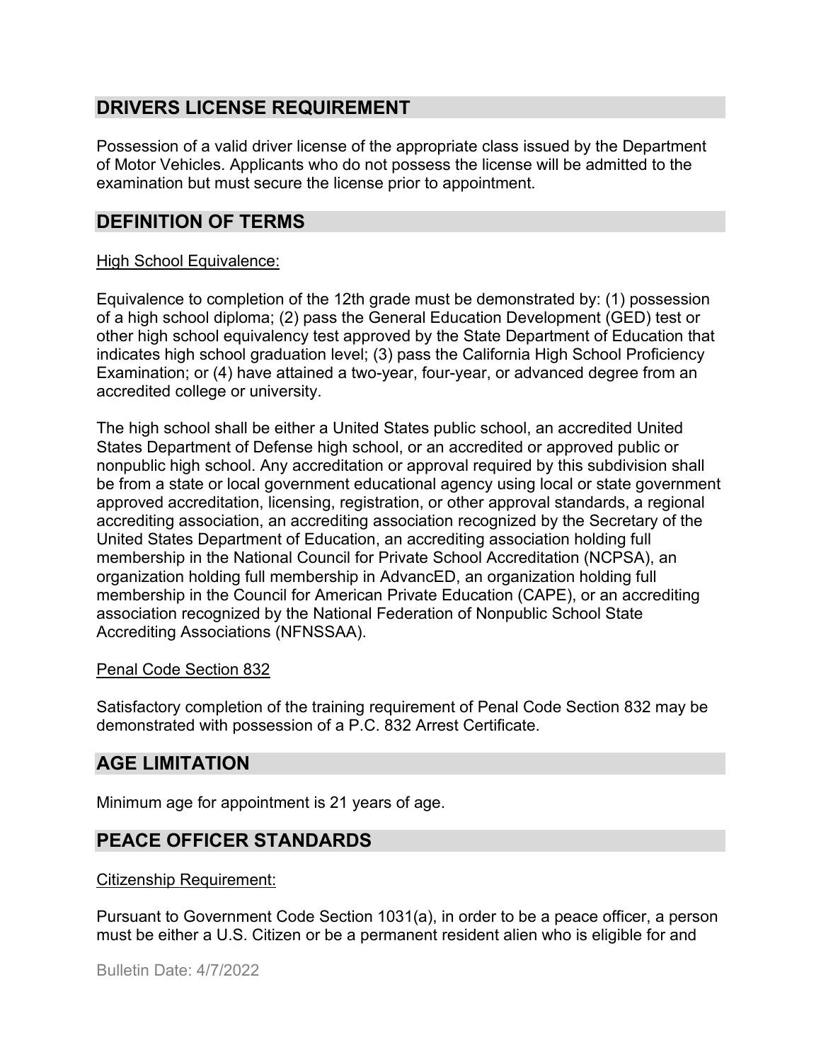## DRIVERS LICENSE REQUIREMENT

Possession of a valid driver license of the appropriate class issued by the Department of Motor Vehicles. Applicants who do not possess the license will be admitted to the examination but must secure the license prior to appointment.

## DEFINITION OF TERMS

High School Equivalence:

Equivalence to completion of the 12th grade must be demonstrated by: (1) possession of a high school diploma; (2) pass the General Education Development (GED) test or other high school equivalency test approved by the State Department of Education that indicates high school graduation level; (3) pass the California High School Proficiency Examination; or (4) have attained a two-year, four-year, or advanced degree from an accredited college or university.

The high school shall be either a United States public school, an accredited United States Department of Defense high school, or an accredited or approved public or nonpublic high school. Any accreditation or approval required by this subdivision shall be from a state or local government educational agency using local or state government approved accreditation, licensing, registration, or other approval standards, a regional accrediting association, an accrediting association recognized by the Secretary of the United States Department of Education, an accrediting association holding full membership in the National Council for Private School Accreditation (NCPSA), an organization holding full membership in AdvancED, an organization holding full membership in the Council for American Private Education (CAPE), or an accrediting association recognized by the National Federation of Nonpublic School State Accrediting Associations (NFNSSAA).

Penal Code Section 832

Satisfactory completion of the training requirement of Penal Code Section 832 may be demonstrated with possession of a P.C. 832 Arrest Certificate.

## AGE LIMITATION

Minimum age for appointment is 21 years of age.

## PEACE OFFICER STANDARDS

Citizenship Requirement:

Pursuant to Government Code Section 1031(a), in order to be a peace officer, a person must be either a U.S. Citizen or be a permanent resident alien who is eligible for and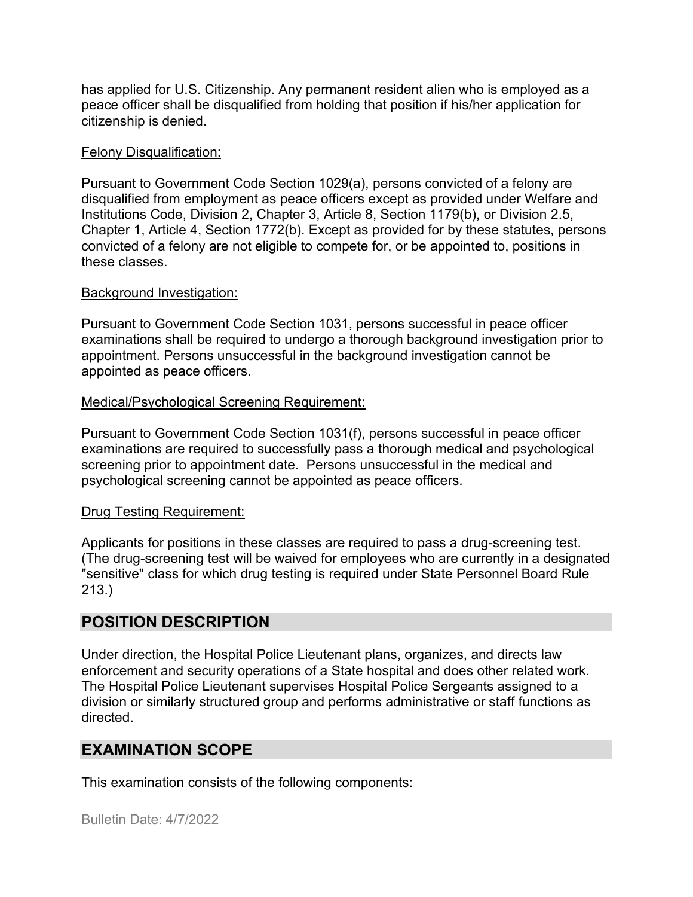has applied for U.S. Citizenship. Any permanent resident alien who is employed as a peace officer shall be disqualified from holding that position if his/her application for citizenship is denied.

Felony Disqualification:

Pursuant to Government Code Section 1029(a), persons convicted of a felony are disqualified from employment as peace officers except as provided under Welfare and Institutions Code, Division 2, Chapter 3, Article 8, Section 1179(b), or Division 2.5, Chapter 1, Article 4, Section 1772(b). Except as provided for by these statutes, persons convicted of a felony are not eligible to compete for, or be appointed to, positions in these classes.

Background Investigation:

Pursuant to Government Code Section 1031, persons successful in peace officer examinations shall be required to undergo a thorough background investigation prior to appointment. Persons unsuccessful in the background investigation cannot be appointed as peace officers.

Medical/Psychological Screening Requirement:

Pursuant to Government Code Section 1031(f), persons successful in peace officer examinations are required to successfully pass a thorough medical and psychological screening prior to appointment date. Persons unsuccessful in the medical and psychological screening cannot be appointed as peace officers.

Drug Testing Requirement:

Applicants for positions in these classes are required to pass a drug-screening test. (The drug-screening test will be waived for employees who are currently in a designated "sensitive" class for which drug testing is required under State Personnel Board Rule 213.)

## POSITION DESCRIPTION

Under direction, the Hospital Police Lieutenant plans, organizes, and directs law enforcement and security operations of a State hospital and does other related work. The Hospital Police Lieutenant supervises Hospital Police Sergeants assigned to a division or similarly structured group and performs administrative or staff functions as directed.

## EXAMINATION SCOPE

This examination consists of the following components: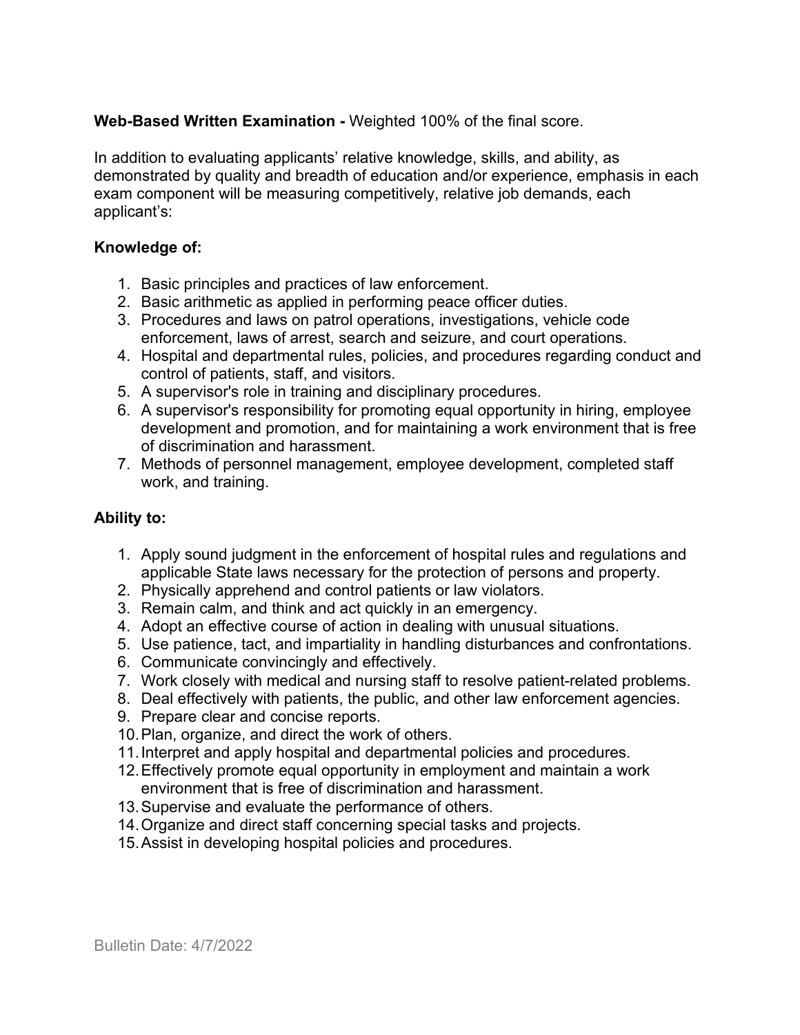**Web-Based Written Examination -** Weighted 100% of the final score.

In addition to evaluating applicants' relative knowledge, skills, and ability, as demonstrated by quality and breadth of education and/or experience, emphasis in each exam component will be measuring competitively, relative job demands, each applicant's:

**Knowledge of:**

1. Basic principles and practices of law enforcement.
2. Basic arithmetic as applied in performing peace officer duties.
3. Procedures and laws on patrol operations, investigations, vehicle code enforcement, laws of arrest, search and seizure, and court operations.
4. Hospital and departmental rules, policies, and procedures regarding conduct and control of patients, staff, and visitors.
5. A supervisor's role in training and disciplinary procedures.
6. A supervisor's responsibility for promoting equal opportunity in hiring, employee development and promotion, and for maintaining a work environment that is free of discrimination and harassment.
7. Methods of personnel management, employee development, completed staff work, and training.

**Ability to:**

1. Apply sound judgment in the enforcement of hospital rules and regulations and applicable State laws necessary for the protection of persons and property.
2. Physically apprehend and control patients or law violators.
3. Remain calm, and think and act quickly in an emergency.
4. Adopt an effective course of action in dealing with unusual situations.
5. Use patience, tact, and impartiality in handling disturbances and confrontations.
6. Communicate convincingly and effectively.
7. Work closely with medical and nursing staff to resolve patient-related problems.
8. Deal effectively with patients, the public, and other law enforcement agencies.
9. Prepare clear and concise reports.
10. Plan, organize, and direct the work of others.
11. Interpret and apply hospital and departmental policies and procedures.
12. Effectively promote equal opportunity in employment and maintain a work environment that is free of discrimination and harassment.
13. Supervise and evaluate the performance of others.
14. Organize and direct staff concerning special tasks and projects.
15. Assist in developing hospital policies and procedures.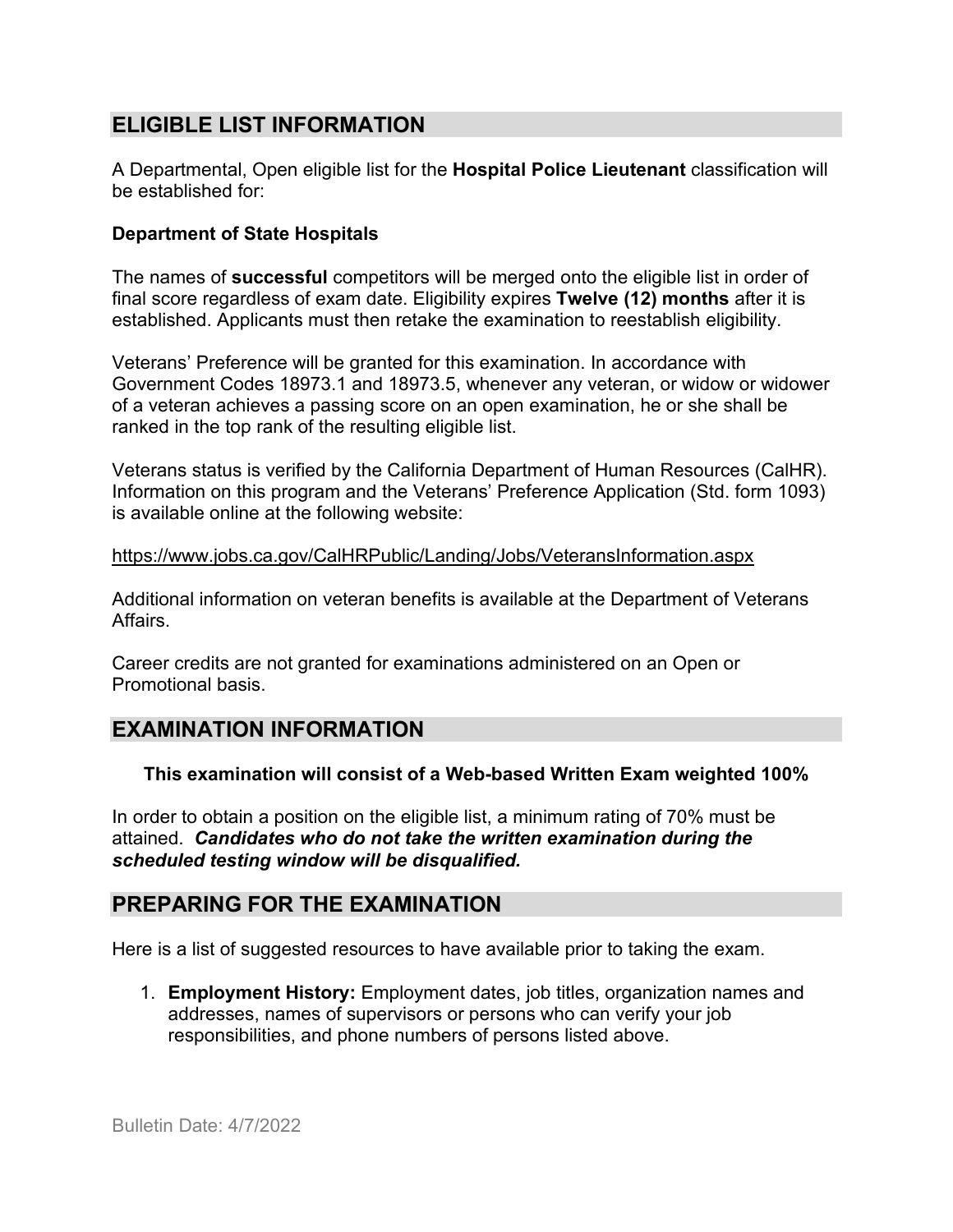## ELIGIBLE LIST INFORMATION

A Departmental, Open eligible list for the **Hospital Police Lieutenant** classification will be established for:

**Department of State Hospitals**

The names of **successful** competitors will be merged onto the eligible list in order of final score regardless of exam date. Eligibility expires **Twelve (12) months** after it is established. Applicants must then retake the examination to reestablish eligibility.

Veterans' Preference will be granted for this examination. In accordance with Government Codes 18973.1 and 18973.5, whenever any veteran, or widow or widower of a veteran achieves a passing score on an open examination, he or she shall be ranked in the top rank of the resulting eligible list.

Veterans status is verified by the California Department of Human Resources (CalHR). Information on this program and the Veterans' Preference Application (Std. form 1093) is available online at the following website:

https://www.jobs.ca.gov/CalHRPublic/Landing/Jobs/VeteransInformation.aspx

Additional information on veteran benefits is available at the Department of Veterans Affairs.

Career credits are not granted for examinations administered on an Open or Promotional basis.

## EXAMINATION INFORMATION

**This examination will consist of a Web-based Written Exam weighted 100%**

In order to obtain a position on the eligible list, a minimum rating of 70% must be attained. ***Candidates who do not take the written examination during the scheduled testing window will be disqualified.***

## PREPARING FOR THE EXAMINATION

Here is a list of suggested resources to have available prior to taking the exam.

1. **Employment History:** Employment dates, job titles, organization names and addresses, names of supervisors or persons who can verify your job responsibilities, and phone numbers of persons listed above.

Bulletin Date: 4/7/2022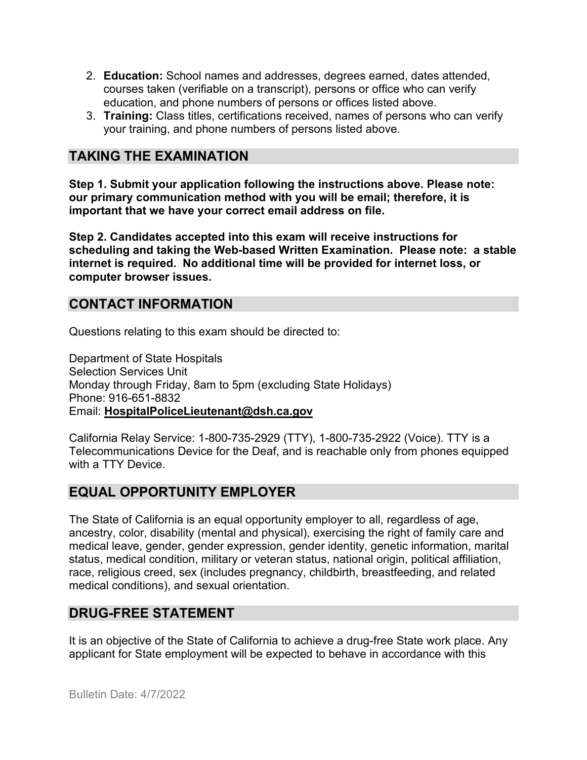2. **Education:** School names and addresses, degrees earned, dates attended, courses taken (verifiable on a transcript), persons or office who can verify education, and phone numbers of persons or offices listed above.
3. **Training:** Class titles, certifications received, names of persons who can verify your training, and phone numbers of persons listed above.

## TAKING THE EXAMINATION

**Step 1. Submit your application following the instructions above. Please note: our primary communication method with you will be email; therefore, it is important that we have your correct email address on file.**

**Step 2. Candidates accepted into this exam will receive instructions for scheduling and taking the Web-based Written Examination. Please note: a stable internet is required. No additional time will be provided for internet loss, or computer browser issues.**

## CONTACT INFORMATION

Questions relating to this exam should be directed to:

Department of State Hospitals
Selection Services Unit
Monday through Friday, 8am to 5pm (excluding State Holidays)
Phone: 916-651-8832
Email: **HospitalPoliceLieutenant@dsh.ca.gov**

California Relay Service: 1-800-735-2929 (TTY), 1-800-735-2922 (Voice). TTY is a Telecommunications Device for the Deaf, and is reachable only from phones equipped with a TTY Device.

## EQUAL OPPORTUNITY EMPLOYER

The State of California is an equal opportunity employer to all, regardless of age, ancestry, color, disability (mental and physical), exercising the right of family care and medical leave, gender, gender expression, gender identity, genetic information, marital status, medical condition, military or veteran status, national origin, political affiliation, race, religious creed, sex (includes pregnancy, childbirth, breastfeeding, and related medical conditions), and sexual orientation.

## DRUG-FREE STATEMENT

It is an objective of the State of California to achieve a drug-free State work place. Any applicant for State employment will be expected to behave in accordance with this

Bulletin Date: 4/7/2022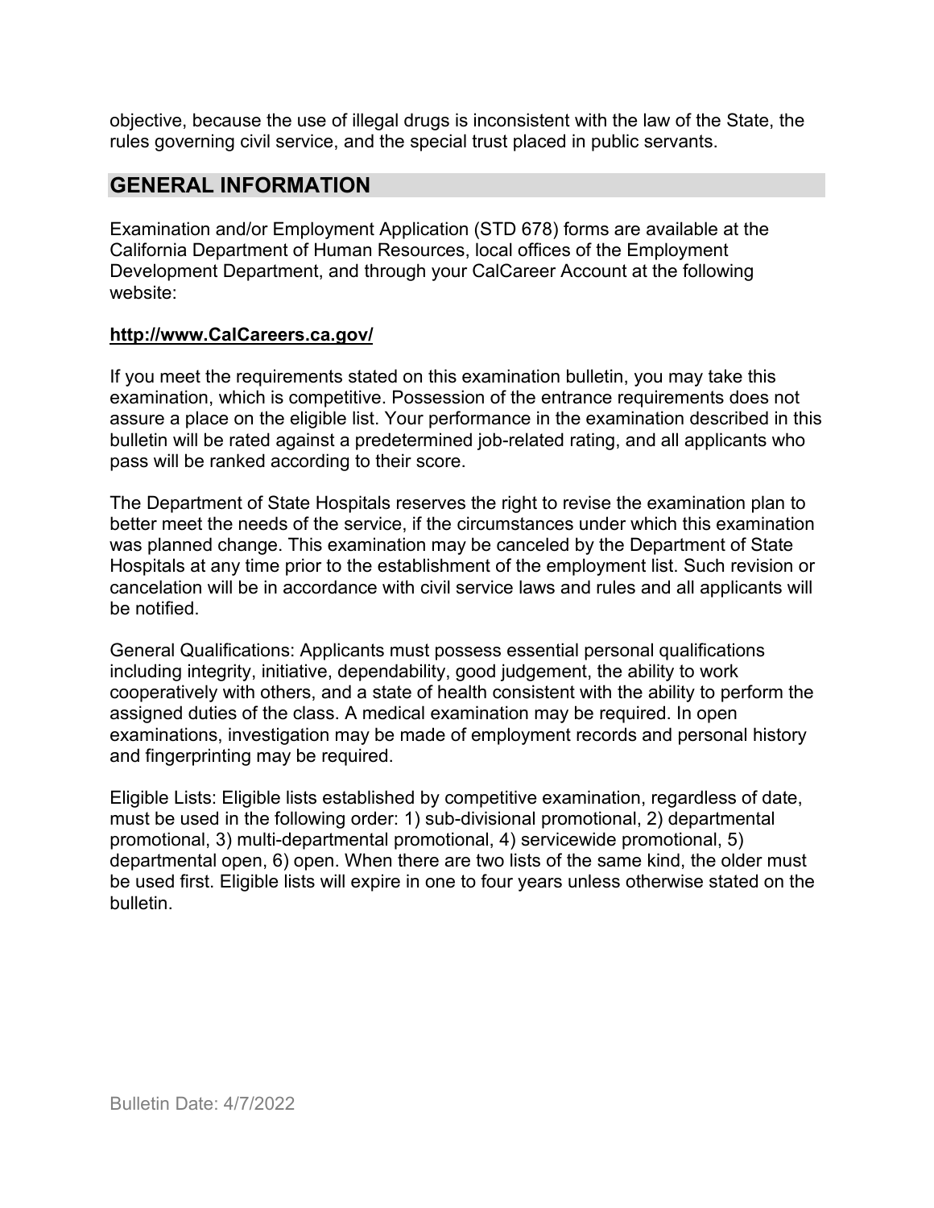objective, because the use of illegal drugs is inconsistent with the law of the State, the rules governing civil service, and the special trust placed in public servants.

## GENERAL INFORMATION

Examination and/or Employment Application (STD 678) forms are available at the California Department of Human Resources, local offices of the Employment Development Department, and through your CalCareer Account at the following website:

**http://www.CalCareers.ca.gov/**

If you meet the requirements stated on this examination bulletin, you may take this examination, which is competitive. Possession of the entrance requirements does not assure a place on the eligible list. Your performance in the examination described in this bulletin will be rated against a predetermined job-related rating, and all applicants who pass will be ranked according to their score.

The Department of State Hospitals reserves the right to revise the examination plan to better meet the needs of the service, if the circumstances under which this examination was planned change. This examination may be canceled by the Department of State Hospitals at any time prior to the establishment of the employment list. Such revision or cancelation will be in accordance with civil service laws and rules and all applicants will be notified.

General Qualifications: Applicants must possess essential personal qualifications including integrity, initiative, dependability, good judgement, the ability to work cooperatively with others, and a state of health consistent with the ability to perform the assigned duties of the class. A medical examination may be required. In open examinations, investigation may be made of employment records and personal history and fingerprinting may be required.

Eligible Lists: Eligible lists established by competitive examination, regardless of date, must be used in the following order: 1) sub-divisional promotional, 2) departmental promotional, 3) multi-departmental promotional, 4) servicewide promotional, 5) departmental open, 6) open. When there are two lists of the same kind, the older must be used first. Eligible lists will expire in one to four years unless otherwise stated on the bulletin.

Bulletin Date: 4/7/2022